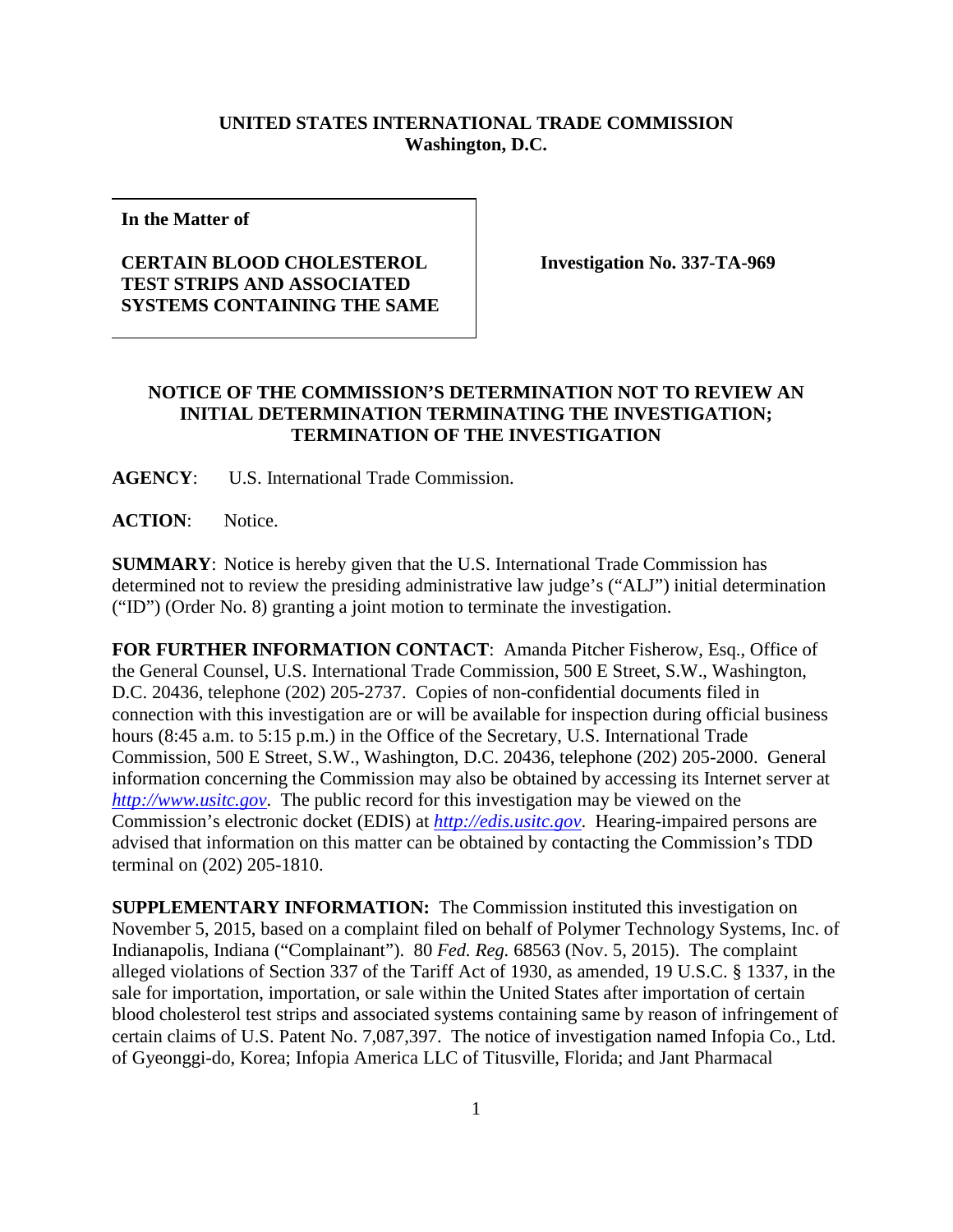**UNITED STATES INTERNATIONAL TRADE COMMISSION**
**Washington, D.C.**

**In the Matter of**

**CERTAIN BLOOD CHOLESTEROL TEST STRIPS AND ASSOCIATED SYSTEMS CONTAINING THE SAME**

**Investigation No. 337-TA-969**

**NOTICE OF THE COMMISSION'S DETERMINATION NOT TO REVIEW AN INITIAL DETERMINATION TERMINATING THE INVESTIGATION; TERMINATION OF THE INVESTIGATION**

**AGENCY**: U.S. International Trade Commission.

**ACTION**: Notice.

**SUMMARY**: Notice is hereby given that the U.S. International Trade Commission has determined not to review the presiding administrative law judge's ("ALJ") initial determination ("ID") (Order No. 8) granting a joint motion to terminate the investigation.

**FOR FURTHER INFORMATION CONTACT**: Amanda Pitcher Fisherow, Esq., Office of the General Counsel, U.S. International Trade Commission, 500 E Street, S.W., Washington, D.C. 20436, telephone (202) 205-2737. Copies of non-confidential documents filed in connection with this investigation are or will be available for inspection during official business hours (8:45 a.m. to 5:15 p.m.) in the Office of the Secretary, U.S. International Trade Commission, 500 E Street, S.W., Washington, D.C. 20436, telephone (202) 205-2000. General information concerning the Commission may also be obtained by accessing its Internet server at *http://www.usitc.gov*. The public record for this investigation may be viewed on the Commission's electronic docket (EDIS) at *http://edis.usitc.gov*. Hearing-impaired persons are advised that information on this matter can be obtained by contacting the Commission's TDD terminal on (202) 205-1810.

**SUPPLEMENTARY INFORMATION:** The Commission instituted this investigation on November 5, 2015, based on a complaint filed on behalf of Polymer Technology Systems, Inc. of Indianapolis, Indiana ("Complainant"). 80 *Fed. Reg.* 68563 (Nov. 5, 2015). The complaint alleged violations of Section 337 of the Tariff Act of 1930, as amended, 19 U.S.C. § 1337, in the sale for importation, importation, or sale within the United States after importation of certain blood cholesterol test strips and associated systems containing same by reason of infringement of certain claims of U.S. Patent No. 7,087,397. The notice of investigation named Infopia Co., Ltd. of Gyeonggi-do, Korea; Infopia America LLC of Titusville, Florida; and Jant Pharmacal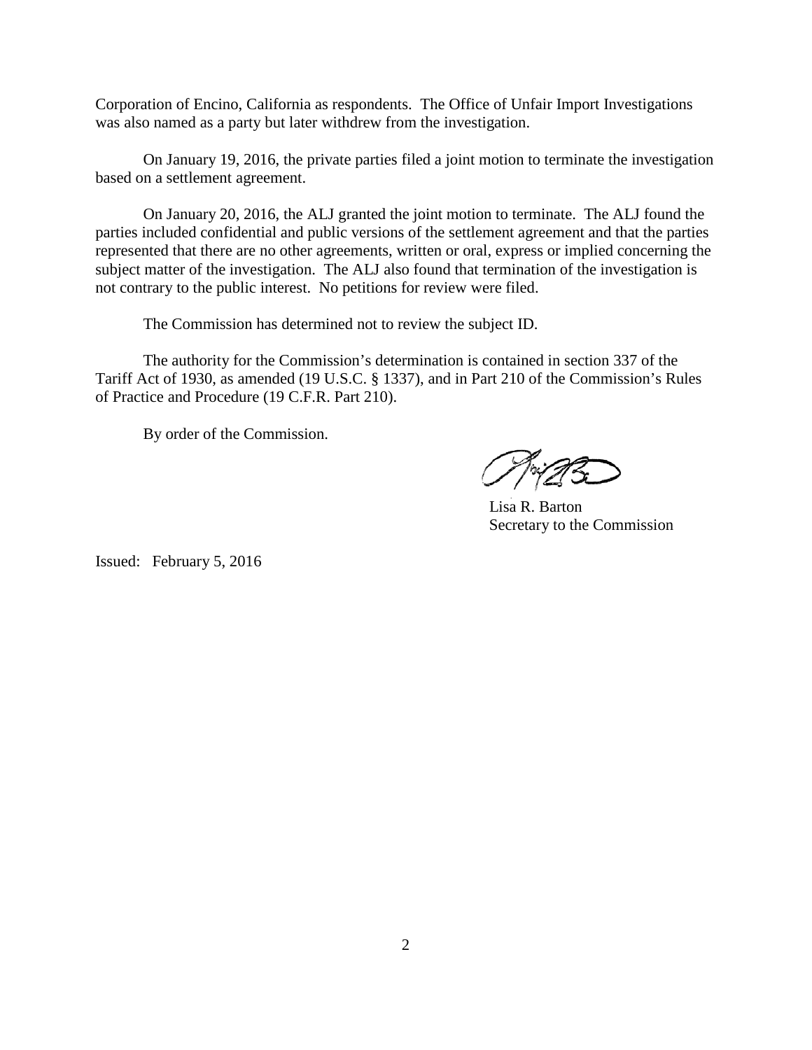Corporation of Encino, California as respondents. The Office of Unfair Import Investigations was also named as a party but later withdrew from the investigation.

On January 19, 2016, the private parties filed a joint motion to terminate the investigation based on a settlement agreement.

On January 20, 2016, the ALJ granted the joint motion to terminate. The ALJ found the parties included confidential and public versions of the settlement agreement and that the parties represented that there are no other agreements, written or oral, express or implied concerning the subject matter of the investigation. The ALJ also found that termination of the investigation is not contrary to the public interest. No petitions for review were filed.

The Commission has determined not to review the subject ID.

The authority for the Commission's determination is contained in section 337 of the Tariff Act of 1930, as amended (19 U.S.C. § 1337), and in Part 210 of the Commission's Rules of Practice and Procedure (19 C.F.R. Part 210).

By order of the Commission.

Lisa R. Barton
Secretary to the Commission

Issued: February 5, 2016